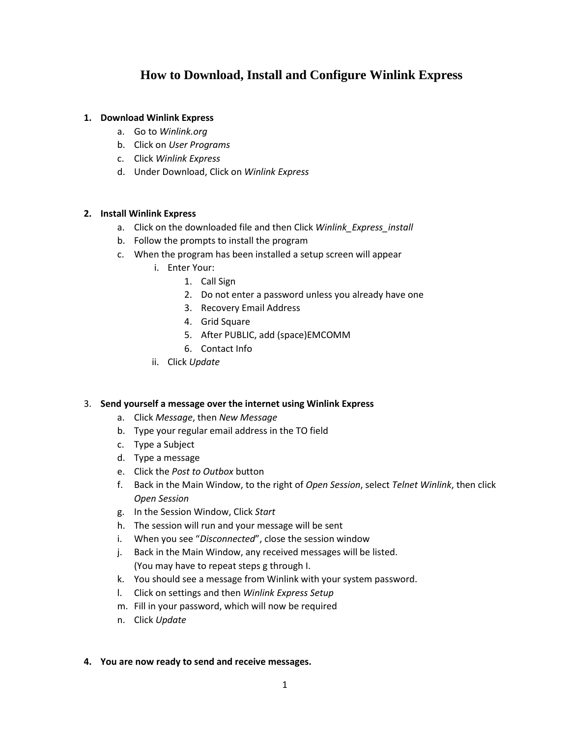# How to Download, Install and Configure Winlink Express

1. **Download Winlink Express**
   a. Go to *Winlink.org*
   b. Click on *User Programs*
   c. Click *Winlink Express*
   d. Under Download, Click on *Winlink Express*

2. **Install Winlink Express**
   a. Click on the downloaded file and then Click *Winlink_Express_install*
   b. Follow the prompts to install the program
   c. When the program has been installed a setup screen will appear
      i. Enter Your:
         1. Call Sign
         2. Do not enter a password unless you already have one
         3. Recovery Email Address
         4. Grid Square
         5. After PUBLIC, add (space)EMCOMM
         6. Contact Info
      ii. Click *Update*

3. **Send yourself a message over the internet using Winlink Express**
   a. Click *Message*, then *New Message*
   b. Type your regular email address in the TO field
   c. Type a Subject
   d. Type a message
   e. Click the *Post to Outbox* button
   f. Back in the Main Window, to the right of *Open Session*, select *Telnet Winlink*, then click *Open Session*
   g. In the Session Window, Click *Start*
   h. The session will run and your message will be sent
   i. When you see "*Disconnected*", close the session window
   j. Back in the Main Window, any received messages will be listed.
      (You may have to repeat steps g through I.
   k. You should see a message from Winlink with your system password.
   l. Click on settings and then *Winlink Express Setup*
   m. Fill in your password, which will now be required
   n. Click *Update*

4. **You are now ready to send and receive messages.**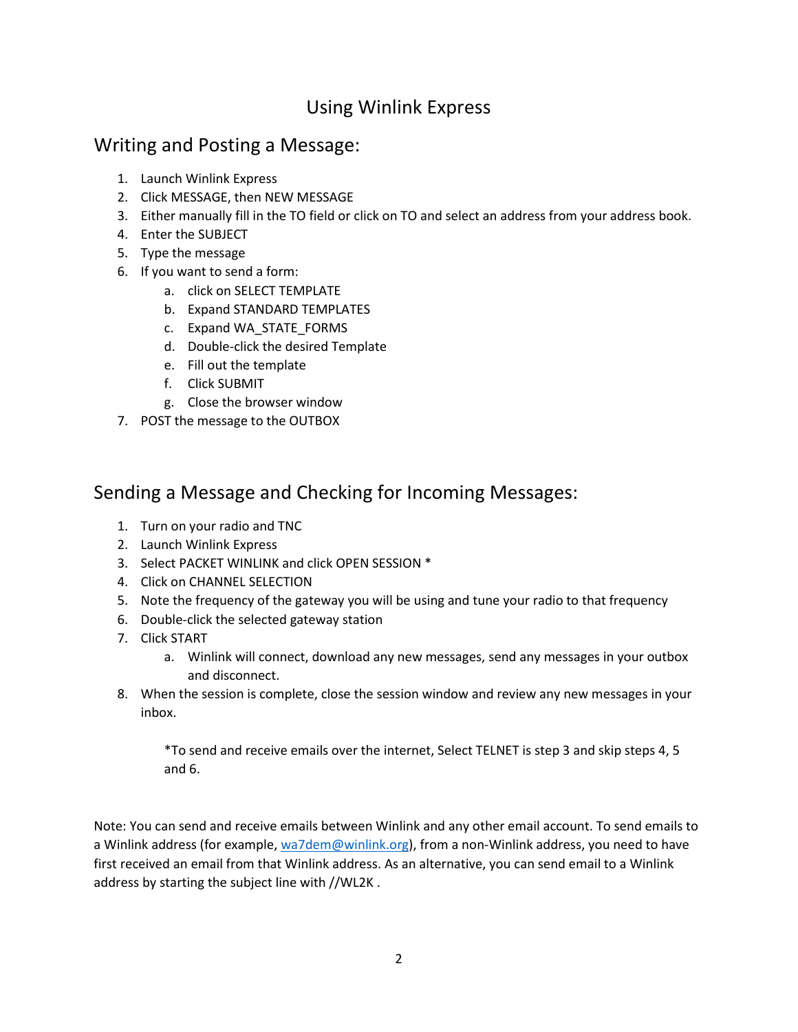# Using Winlink Express

## Writing and Posting a Message:

1. Launch Winlink Express
2. Click MESSAGE, then NEW MESSAGE
3. Either manually fill in the TO field or click on TO and select an address from your address book.
4. Enter the SUBJECT
5. Type the message
6. If you want to send a form:
    a. click on SELECT TEMPLATE
    b. Expand STANDARD TEMPLATES
    c. Expand WA_STATE_FORMS
    d. Double-click the desired Template
    e. Fill out the template
    f. Click SUBMIT
    g. Close the browser window
7. POST the message to the OUTBOX

## Sending a Message and Checking for Incoming Messages:

1. Turn on your radio and TNC
2. Launch Winlink Express
3. Select PACKET WINLINK and click OPEN SESSION *
4. Click on CHANNEL SELECTION
5. Note the frequency of the gateway you will be using and tune your radio to that frequency
6. Double-click the selected gateway station
7. Click START
    a. Winlink will connect, download any new messages, send any messages in your outbox and disconnect.
8. When the session is complete, close the session window and review any new messages in your inbox.

*To send and receive emails over the internet, Select TELNET is step 3 and skip steps 4, 5 and 6.

Note: You can send and receive emails between Winlink and any other email account. To send emails to a Winlink address (for example, wa7dem@winlink.org), from a non-Winlink address, you need to have first received an email from that Winlink address. As an alternative, you can send email to a Winlink address by starting the subject line with //WL2K .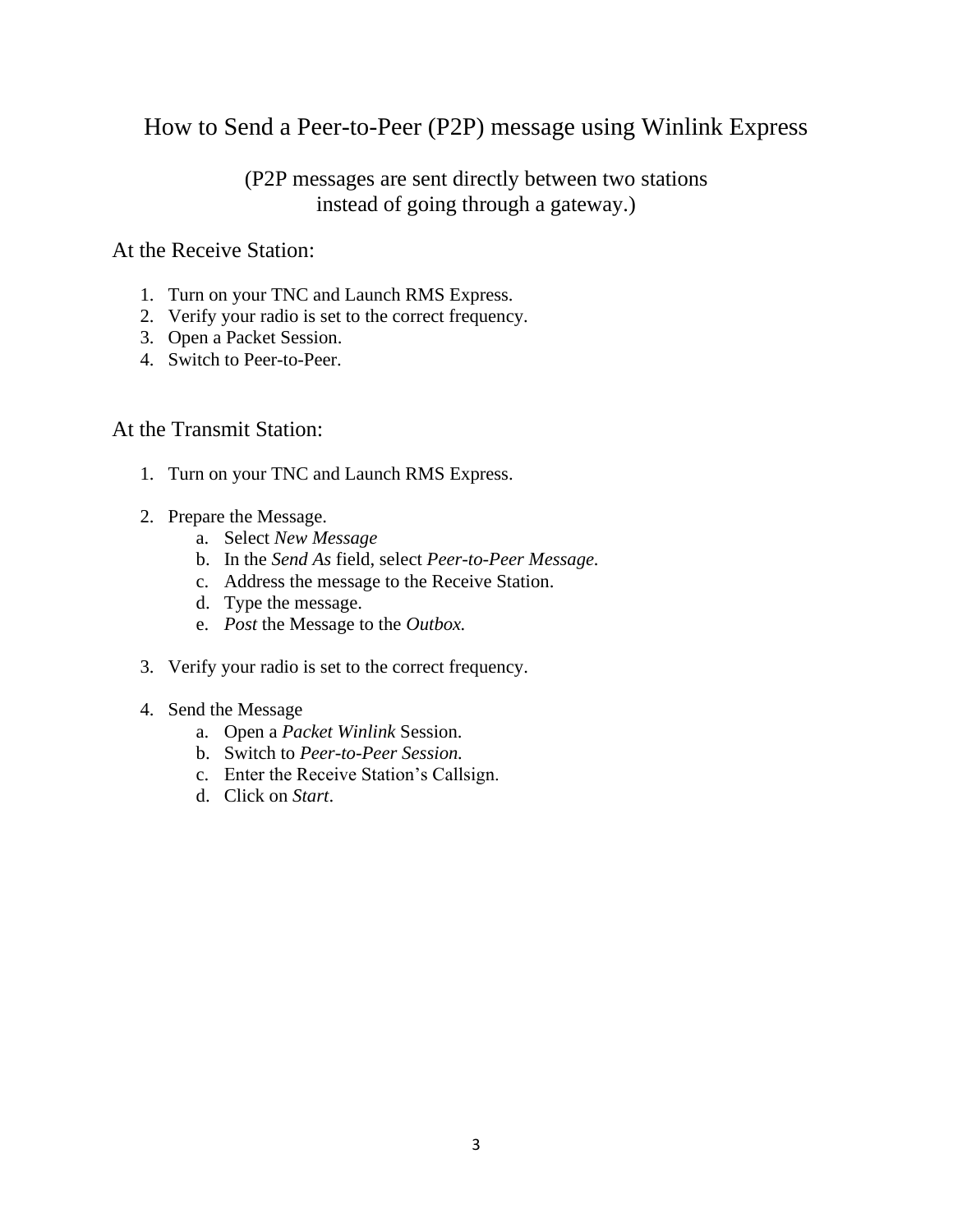# How to Send a Peer-to-Peer (P2P) message using Winlink Express

(P2P messages are sent directly between two stations
instead of going through a gateway.)

## At the Receive Station:

1. Turn on your TNC and Launch RMS Express.
2. Verify your radio is set to the correct frequency.
3. Open a Packet Session.
4. Switch to Peer-to-Peer.

## At the Transmit Station:

1. Turn on your TNC and Launch RMS Express.

2. Prepare the Message.
   a. Select *New Message*
   b. In the *Send As* field, select *Peer-to-Peer Message.*
   c. Address the message to the Receive Station.
   d. Type the message.
   e. *Post* the Message to the *Outbox.*

3. Verify your radio is set to the correct frequency.

4. Send the Message
   a. Open a *Packet Winlink* Session.
   b. Switch to *Peer-to-Peer Session.*
   c. Enter the Receive Station's Callsign.
   d. Click on *Start*.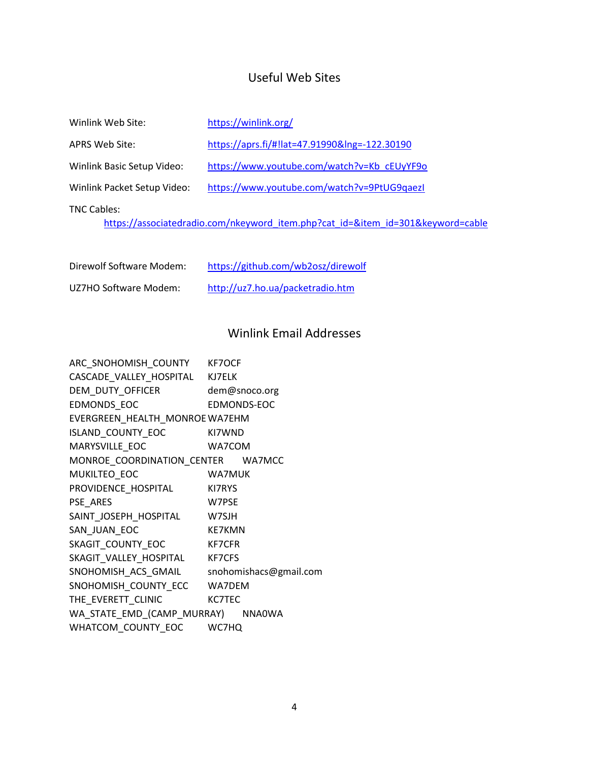## Useful Web Sites

Winlink Web Site: https://winlink.org/

APRS Web Site: https://aprs.fi/#!lat=47.91990&lng=-122.30190

Winlink Basic Setup Video: https://www.youtube.com/watch?v=Kb_cEUyYF9o

Winlink Packet Setup Video: https://www.youtube.com/watch?v=9PtUG9qaezI

TNC Cables:

https://associatedradio.com/nkeyword_item.php?cat_id=&item_id=301&keyword=cable

Direwolf Software Modem: https://github.com/wb2osz/direwolf

UZ7HO Software Modem: http://uz7.ho.ua/packetradio.htm

## Winlink Email Addresses

| | |
|---|---|
| ARC_SNOHOMISH_COUNTY | KF7OCF |
| CASCADE_VALLEY_HOSPITAL | KJ7ELK |
| DEM_DUTY_OFFICER | dem@snoco.org |
| EDMONDS_EOC | EDMONDS-EOC |
| EVERGREEN_HEALTH_MONROE | WA7EHM |
| ISLAND_COUNTY_EOC | KI7WND |
| MARYSVILLE_EOC | WA7COM |
| MONROE_COORDINATION_CENTER | WA7MCC |
| MUKILTEO_EOC | WA7MUK |
| PROVIDENCE_HOSPITAL | KI7RYS |
| PSE_ARES | W7PSE |
| SAINT_JOSEPH_HOSPITAL | W7SJH |
| SAN_JUAN_EOC | KE7KMN |
| SKAGIT_COUNTY_EOC | KF7CFR |
| SKAGIT_VALLEY_HOSPITAL | KF7CFS |
| SNOHOMISH_ACS_GMAIL | snohomishacs@gmail.com |
| SNOHOMISH_COUNTY_ECC | WA7DEM |
| THE_EVERETT_CLINIC | KC7TEC |
| WA_STATE_EMD_(CAMP_MURRAY) | NNA0WA |
| WHATCOM_COUNTY_EOC | WC7HQ |